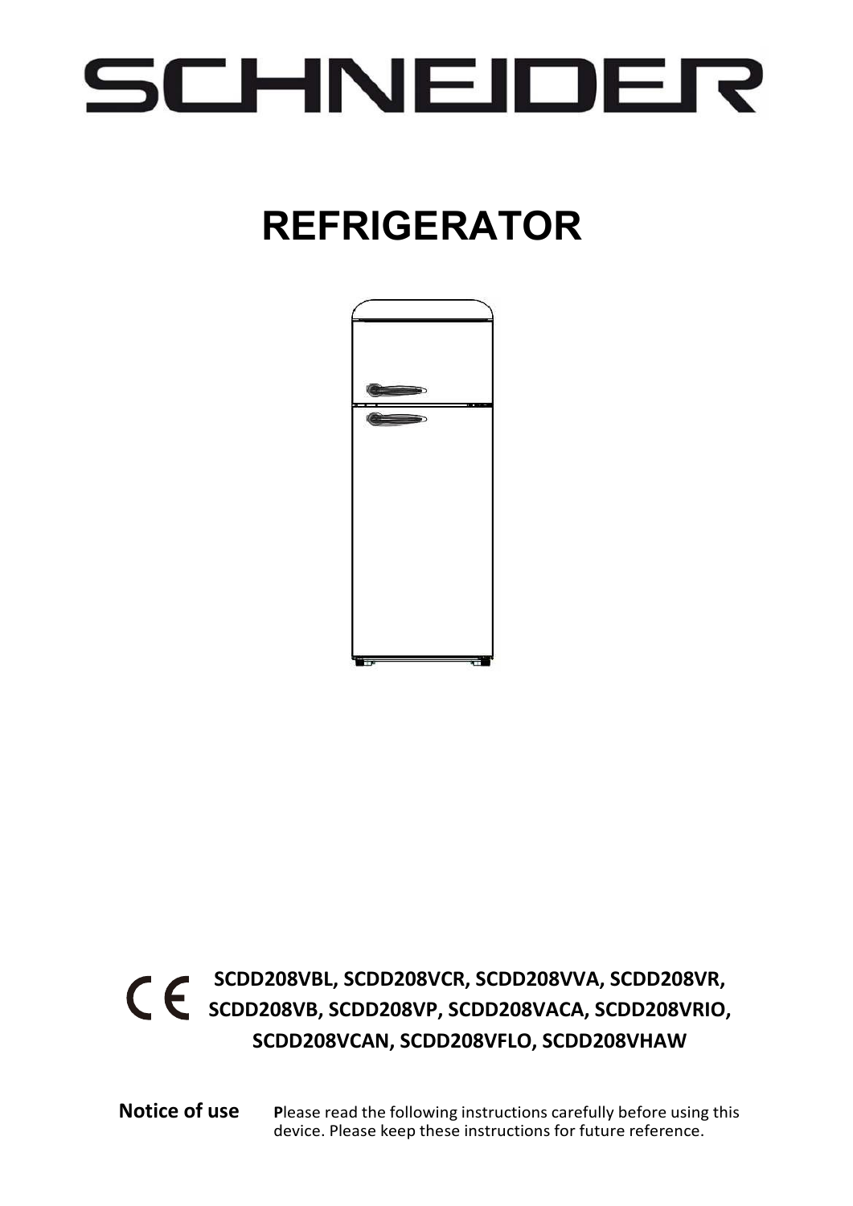# SCHNEIDER

# REFRIGERATOR

CE **SCDD208VBL, SCDD208VCR, SCDD208VVA, SCDD208VR, SCDD208VB, SCDD208VP, SCDD208VACA, SCDD208VRIO, SCDD208VCAN, SCDD208VFLO, SCDD208VHAW**

**Notice of use** Please read the following instructions carefully before using this device. Please keep these instructions for future reference.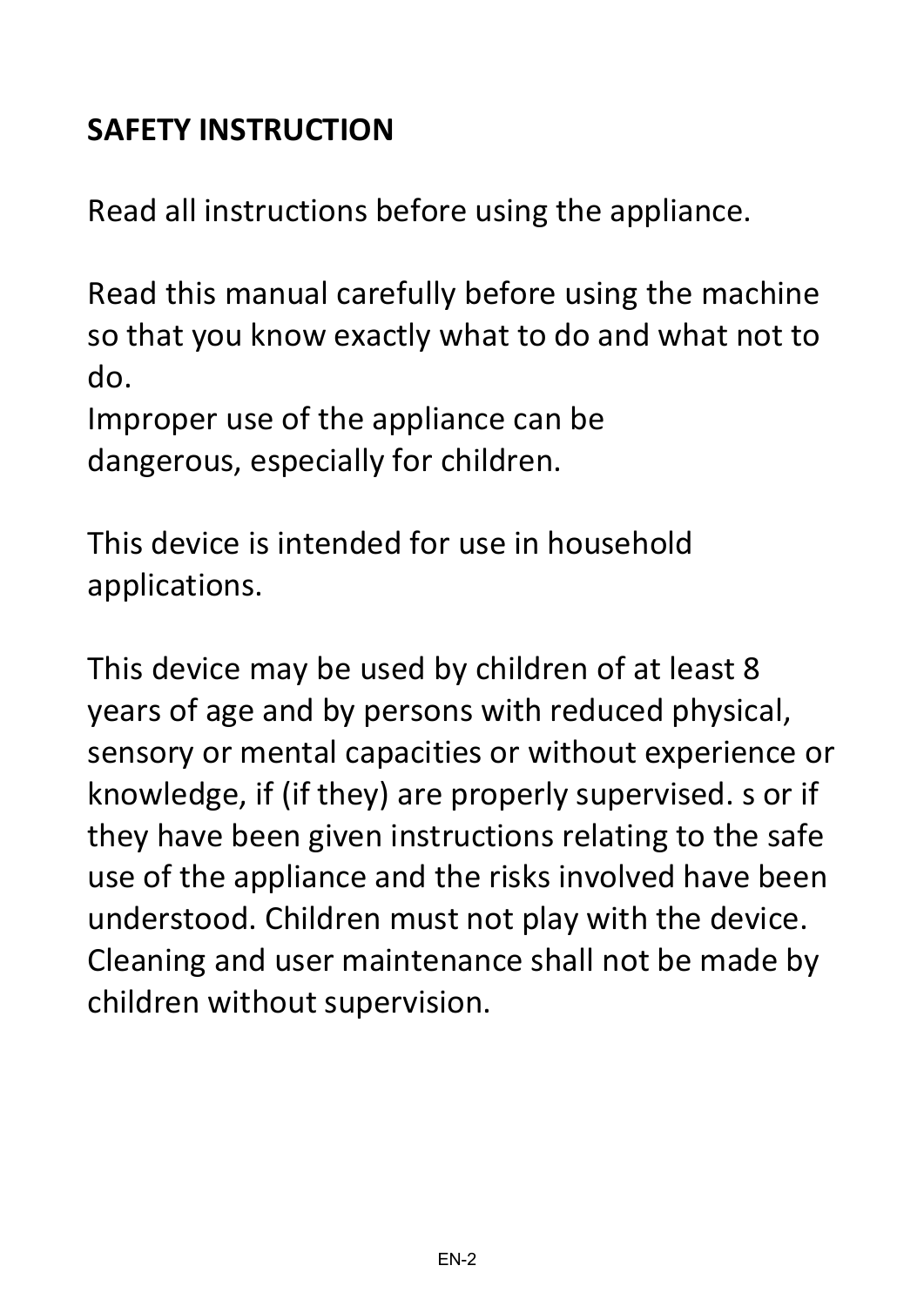## SAFETY INSTRUCTION

Read all instructions before using the appliance.

Read this manual carefully before using the machine so that you know exactly what to do and what not to do.
Improper use of the appliance can be dangerous, especially for children.

This device is intended for use in household applications.

This device may be used by children of at least 8 years of age and by persons with reduced physical, sensory or mental capacities or without experience or knowledge, if (if they) are properly supervised. s or if they have been given instructions relating to the safe use of the appliance and the risks involved have been understood. Children must not play with the device. Cleaning and user maintenance shall not be made by children without supervision.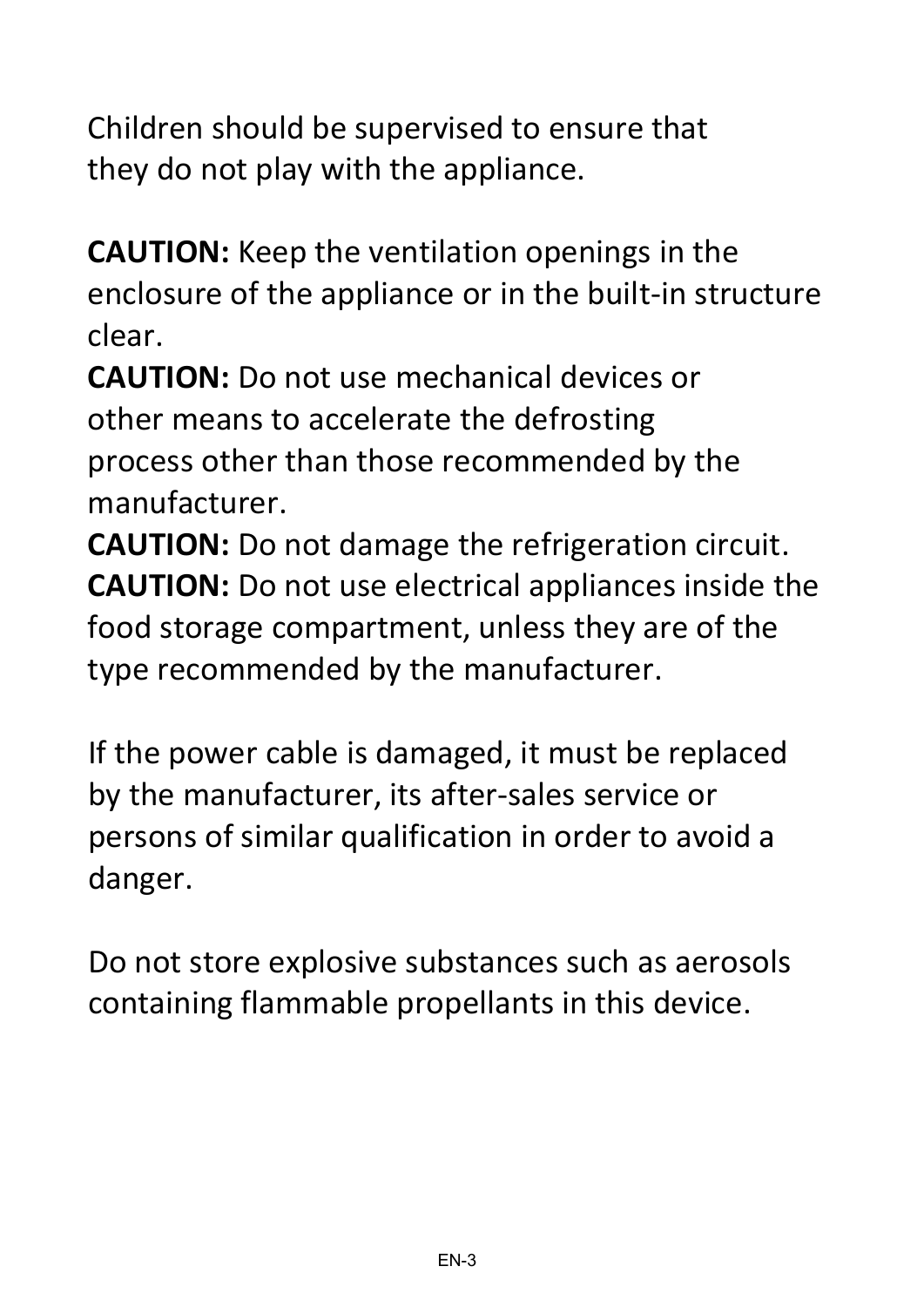Children should be supervised to ensure that they do not play with the appliance.

**CAUTION:** Keep the ventilation openings in the enclosure of the appliance or in the built-in structure clear.
**CAUTION:** Do not use mechanical devices or other means to accelerate the defrosting process other than those recommended by the manufacturer.
**CAUTION:** Do not damage the refrigeration circuit.
**CAUTION:** Do not use electrical appliances inside the food storage compartment, unless they are of the type recommended by the manufacturer.

If the power cable is damaged, it must be replaced by the manufacturer, its after-sales service or persons of similar qualification in order to avoid a danger.

Do not store explosive substances such as aerosols containing flammable propellants in this device.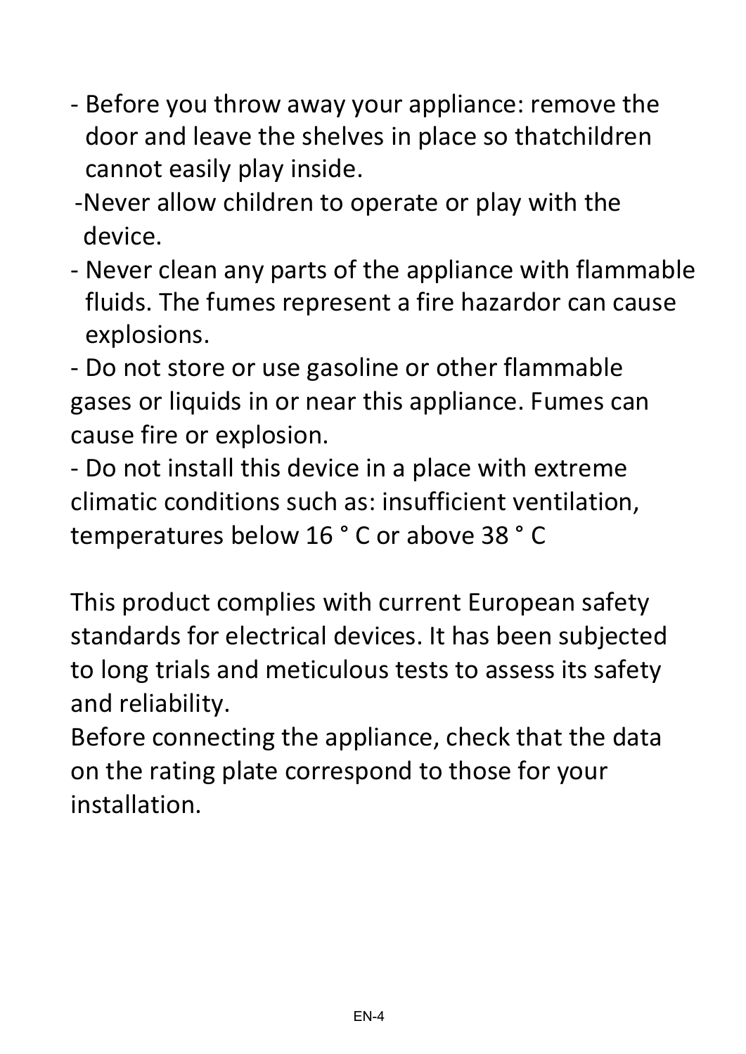- Before you throw away your appliance: remove the door and leave the shelves in place so thatchildren cannot easily play inside.
- Never allow children to operate or play with the device.
- Never clean any parts of the appliance with flammable fluids. The fumes represent a fire hazardor can cause explosions.
- Do not store or use gasoline or other flammable gases or liquids in or near this appliance. Fumes can cause fire or explosion.
- Do not install this device in a place with extreme climatic conditions such as: insufficient ventilation, temperatures below 16 ° C or above 38 ° C

This product complies with current European safety standards for electrical devices. It has been subjected to long trials and meticulous tests to assess its safety and reliability.
Before connecting the appliance, check that the data on the rating plate correspond to those for your installation.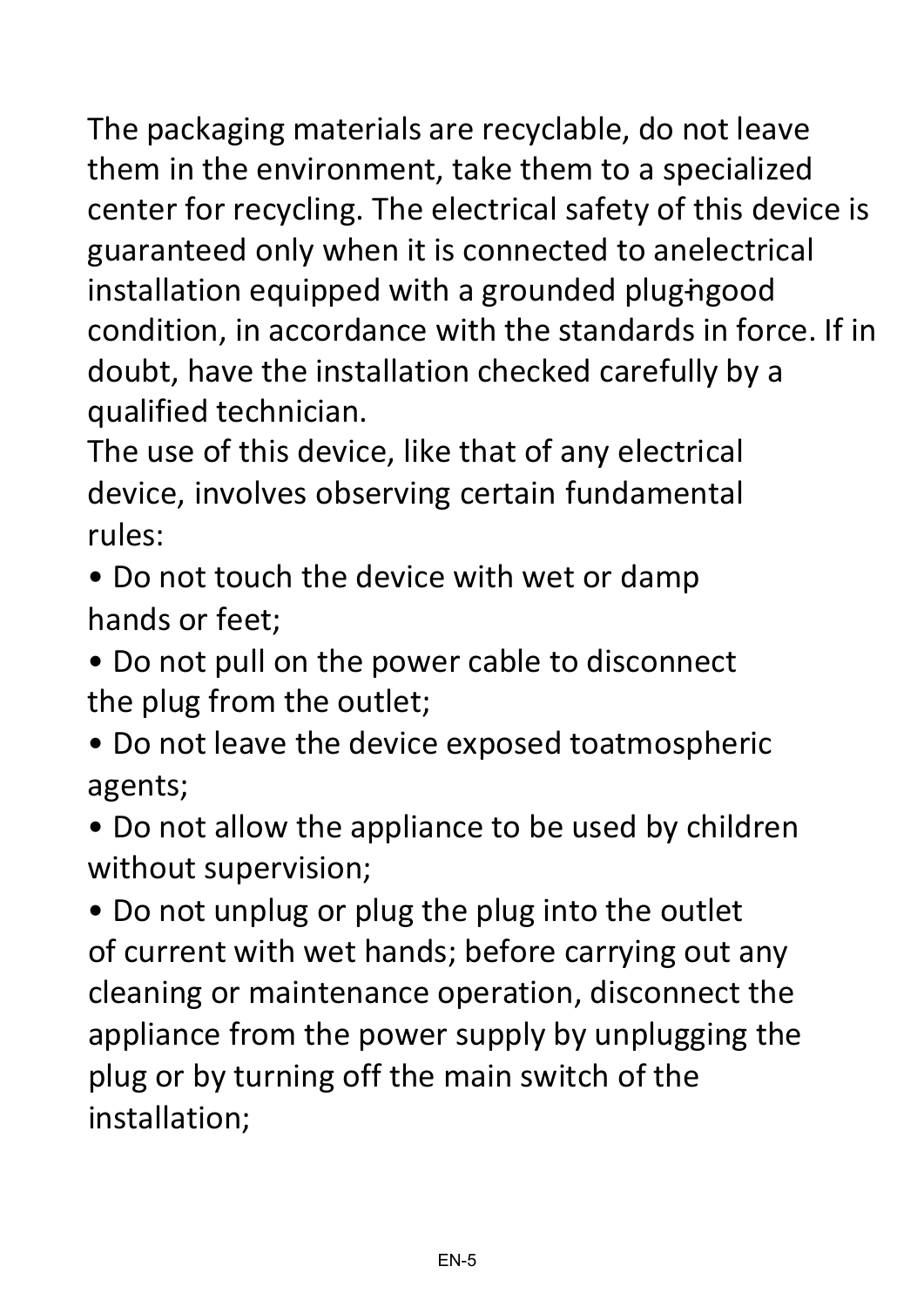The packaging materials are recyclable, do not leave them in the environment, take them to a specialized center for recycling. The electrical safety of this device is guaranteed only when it is connected to anelectrical installation equipped with a grounded plug ingood condition, in accordance with the standards in force. If in doubt, have the installation checked carefully by a qualified technician.

The use of this device, like that of any electrical device, involves observing certain fundamental rules:

- Do not touch the device with wet or damp hands or feet;
- Do not pull on the power cable to disconnect the plug from the outlet;
- Do not leave the device exposed toatmospheric agents;
- Do not allow the appliance to be used by children without supervision;
- Do not unplug or plug the plug into the outlet of current with wet hands; before carrying out any cleaning or maintenance operation, disconnect the appliance from the power supply by unplugging the plug or by turning off the main switch of the installation;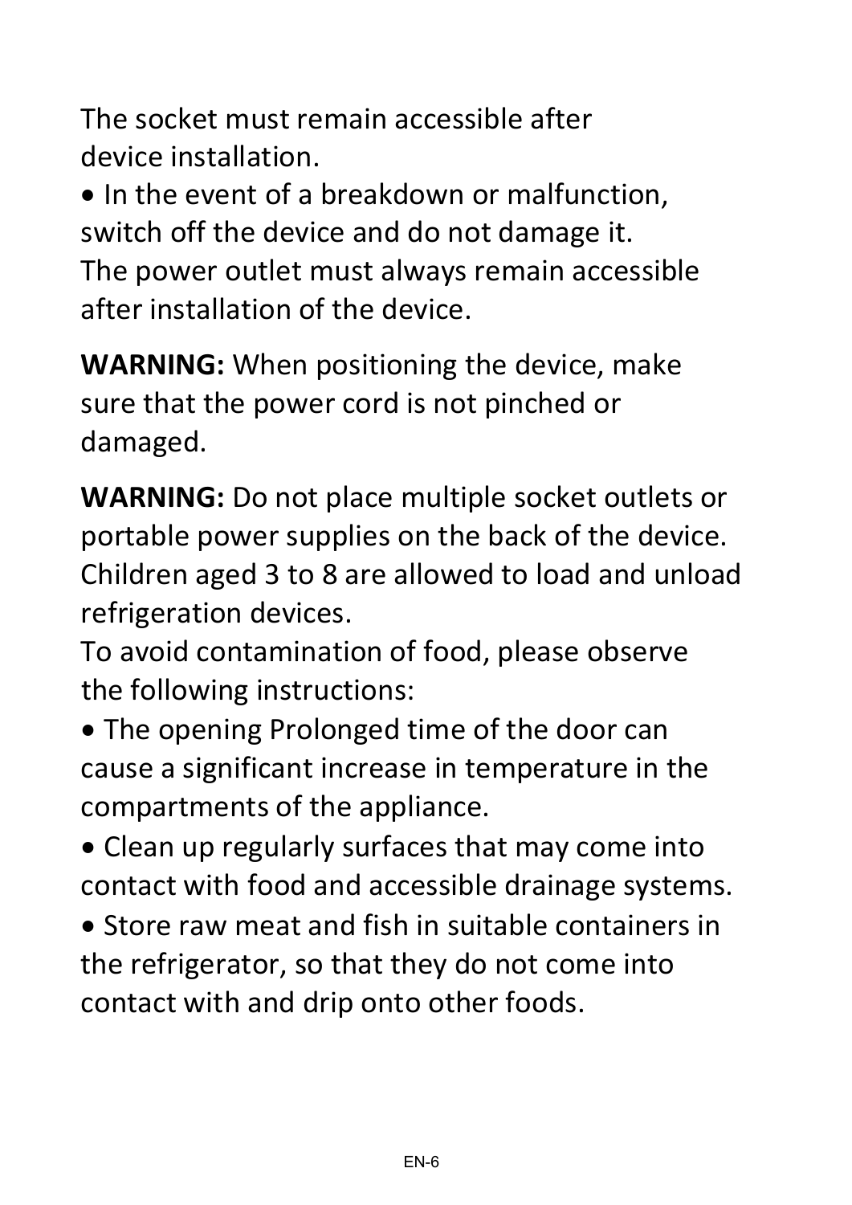The socket must remain accessible after device installation.

- In the event of a breakdown or malfunction, switch off the device and do not damage it.

The power outlet must always remain accessible after installation of the device.

**WARNING:** When positioning the device, make sure that the power cord is not pinched or damaged.

**WARNING:** Do not place multiple socket outlets or portable power supplies on the back of the device.

Children aged 3 to 8 are allowed to load and unload refrigeration devices.

To avoid contamination of food, please observe the following instructions:

- The opening Prolonged time of the door can cause a significant increase in temperature in the compartments of the appliance.
- Clean up regularly surfaces that may come into contact with food and accessible drainage systems.
- Store raw meat and fish in suitable containers in the refrigerator, so that they do not come into contact with and drip onto other foods.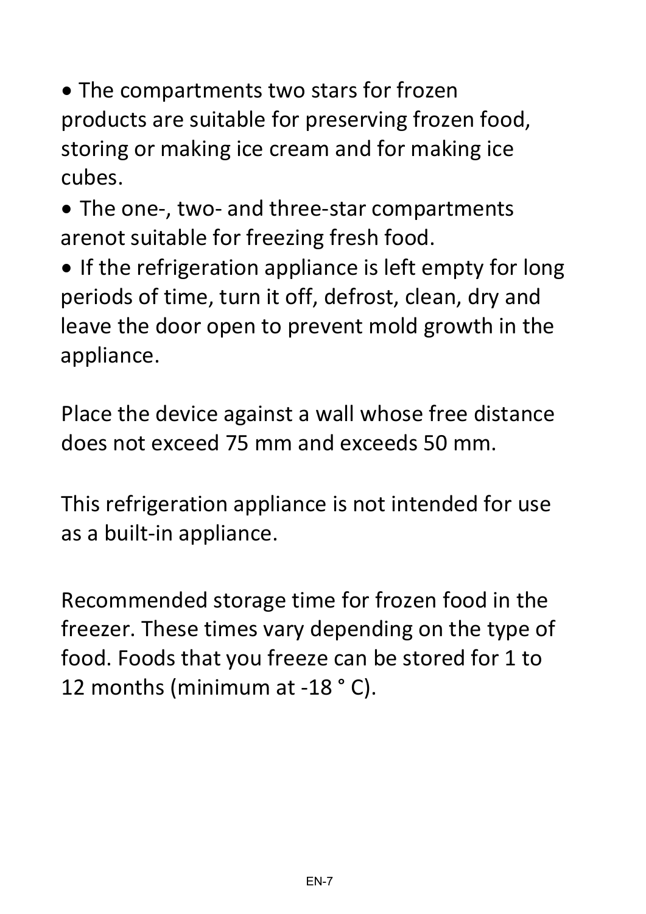- The compartments two stars for frozen products are suitable for preserving frozen food, storing or making ice cream and for making ice cubes.
- The one-, two- and three-star compartments arenot suitable for freezing fresh food.
- If the refrigeration appliance is left empty for long periods of time, turn it off, defrost, clean, dry and leave the door open to prevent mold growth in the appliance.

Place the device against a wall whose free distance does not exceed 75 mm and exceeds 50 mm.

This refrigeration appliance is not intended for use as a built-in appliance.

Recommended storage time for frozen food in the freezer. These times vary depending on the type of food. Foods that you freeze can be stored for 1 to 12 months (minimum at -18 ° C).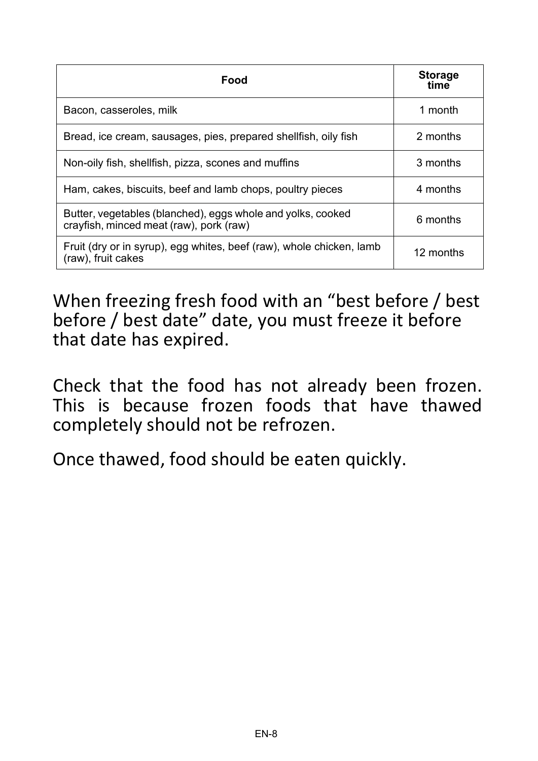| Food | Storage time |
| --- | --- |
| Bacon, casseroles, milk | 1 month |
| Bread, ice cream, sausages, pies, prepared shellfish, oily fish | 2 months |
| Non-oily fish, shellfish, pizza, scones and muffins | 3 months |
| Ham, cakes, biscuits, beef and lamb chops, poultry pieces | 4 months |
| Butter, vegetables (blanched), eggs whole and yolks, cooked crayfish, minced meat (raw), pork (raw) | 6 months |
| Fruit (dry or in syrup), egg whites, beef (raw), whole chicken, lamb (raw), fruit cakes | 12 months |

When freezing fresh food with an “best before / best before / best date” date, you must freeze it before that date has expired.

Check that the food has not already been frozen. This is because frozen foods that have thawed completely should not be refrozen.

Once thawed, food should be eaten quickly.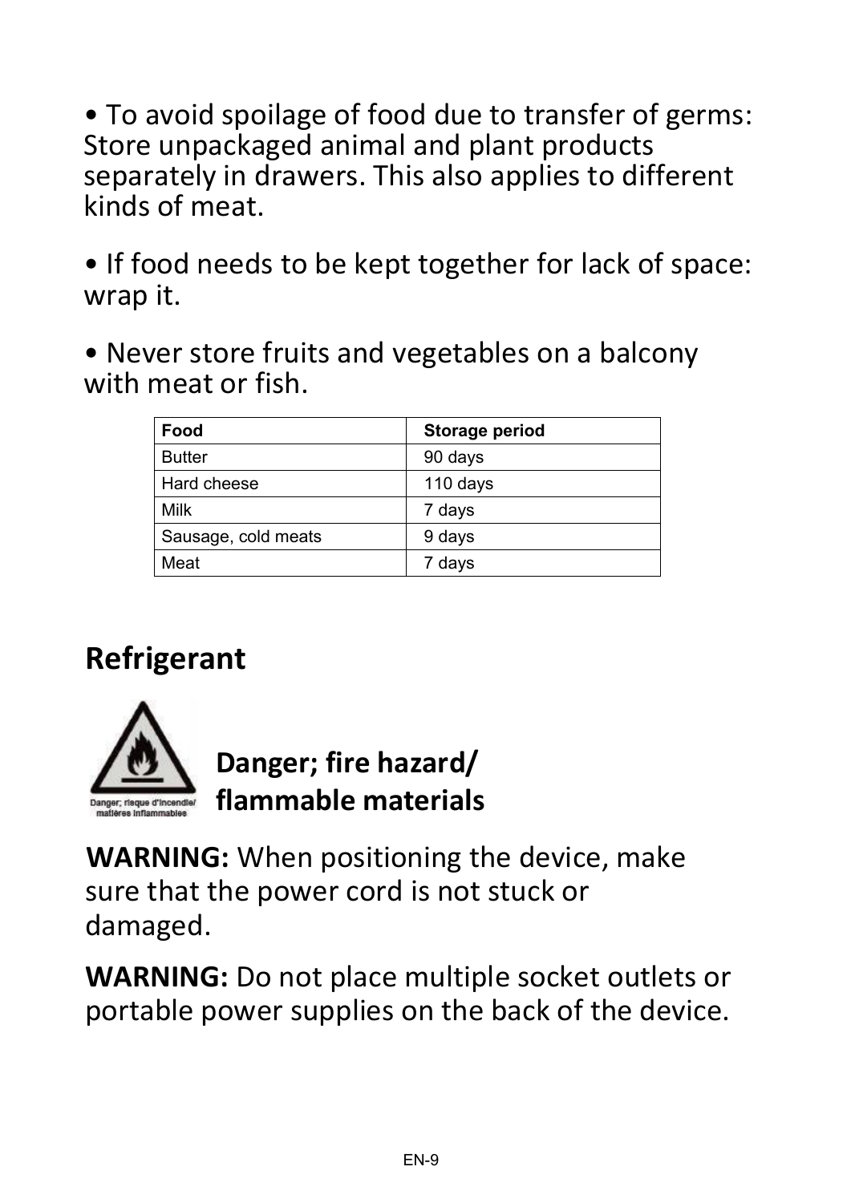• To avoid spoilage of food due to transfer of germs: Store unpackaged animal and plant products separately in drawers. This also applies to different kinds of meat.

• If food needs to be kept together for lack of space: wrap it.

• Never store fruits and vegetables on a balcony with meat or fish.

| Food | Storage period |
|---|---|
| Butter | 90 days |
| Hard cheese | 110 days |
| Milk | 7 days |
| Sausage, cold meats | 9 days |
| Meat | 7 days |

## Refrigerant

Danger; risque d'incendie/ matières inflammables

### Danger; fire hazard/ flammable materials

**WARNING:** When positioning the device, make sure that the power cord is not stuck or damaged.

**WARNING:** Do not place multiple socket outlets or portable power supplies on the back of the device.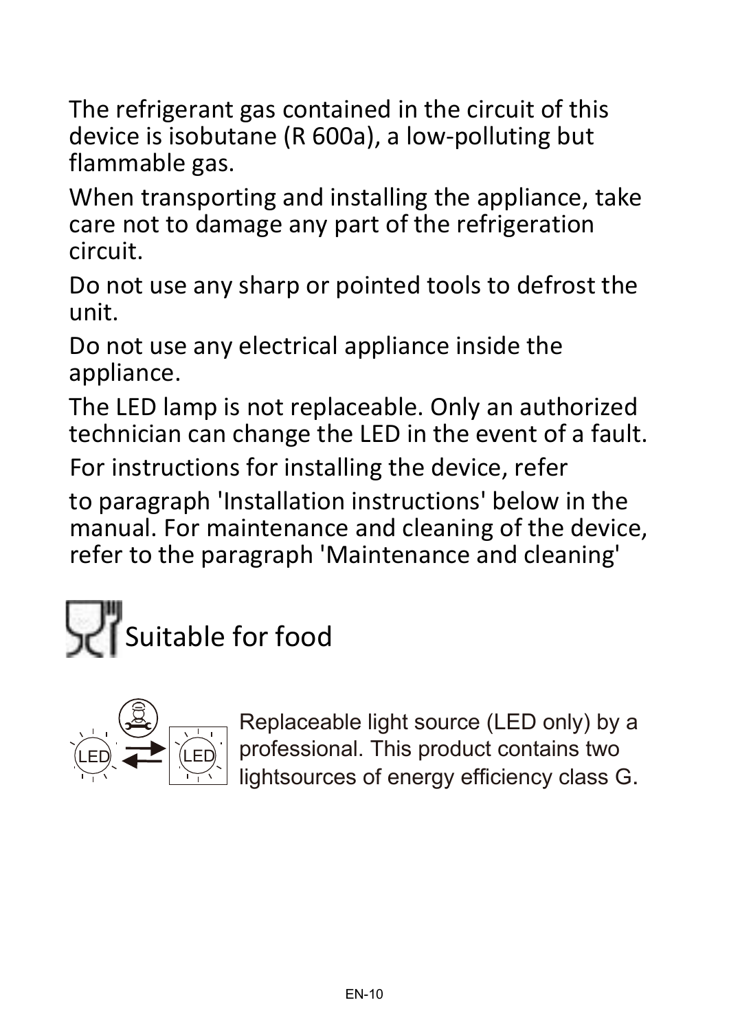The refrigerant gas contained in the circuit of this device is isobutane (R 600a), a low-polluting but flammable gas.

When transporting and installing the appliance, take care not to damage any part of the refrigeration circuit.

Do not use any sharp or pointed tools to defrost the unit.

Do not use any electrical appliance inside the appliance.

The LED lamp is not replaceable. Only an authorized technician can change the LED in the event of a fault.

For instructions for installing the device, refer

to paragraph 'Installation instructions' below in the manual. For maintenance and cleaning of the device, refer to the paragraph 'Maintenance and cleaning'

Suitable for food

Replaceable light source (LED only) by a professional. This product contains two lightsources of energy efficiency class G.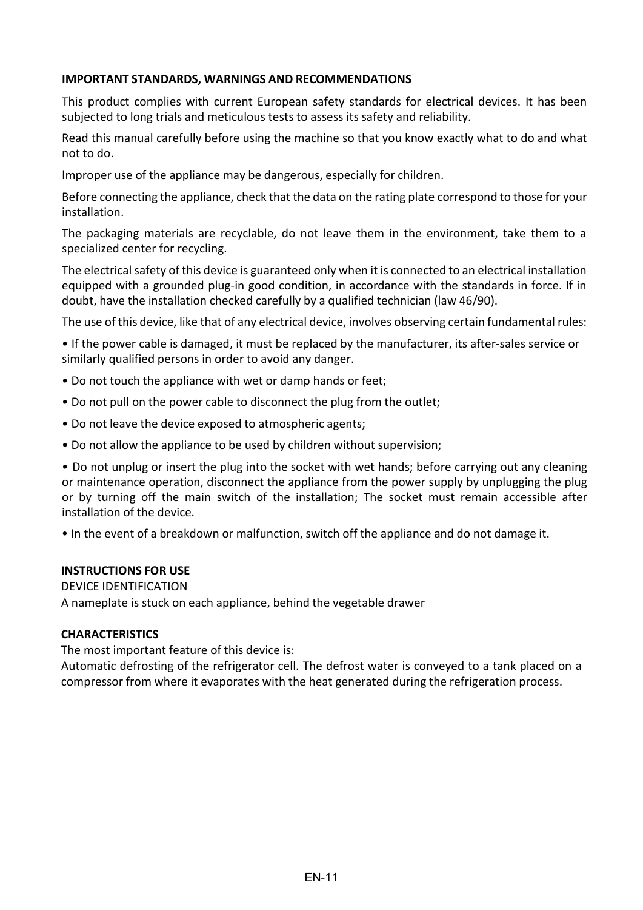**IMPORTANT STANDARDS, WARNINGS AND RECOMMENDATIONS**

This product complies with current European safety standards for electrical devices. It has been subjected to long trials and meticulous tests to assess its safety and reliability.

Read this manual carefully before using the machine so that you know exactly what to do and what not to do.

Improper use of the appliance may be dangerous, especially for children.

Before connecting the appliance, check that the data on the rating plate correspond to those for your installation.

The packaging materials are recyclable, do not leave them in the environment, take them to a specialized center for recycling.

The electrical safety of this device is guaranteed only when it is connected to an electrical installation equipped with a grounded plug-in good condition, in accordance with the standards in force. If in doubt, have the installation checked carefully by a qualified technician (law 46/90).

The use of this device, like that of any electrical device, involves observing certain fundamental rules:

- If the power cable is damaged, it must be replaced by the manufacturer, its after-sales service or similarly qualified persons in order to avoid any danger.
- Do not touch the appliance with wet or damp hands or feet;
- Do not pull on the power cable to disconnect the plug from the outlet;
- Do not leave the device exposed to atmospheric agents;
- Do not allow the appliance to be used by children without supervision;
- Do not unplug or insert the plug into the socket with wet hands; before carrying out any cleaning or maintenance operation, disconnect the appliance from the power supply by unplugging the plug or by turning off the main switch of the installation; The socket must remain accessible after installation of the device.
- In the event of a breakdown or malfunction, switch off the appliance and do not damage it.

**INSTRUCTIONS FOR USE**

DEVICE IDENTIFICATION

A nameplate is stuck on each appliance, behind the vegetable drawer

**CHARACTERISTICS**

The most important feature of this device is:

Automatic defrosting of the refrigerator cell. The defrost water is conveyed to a tank placed on a compressor from where it evaporates with the heat generated during the refrigeration process.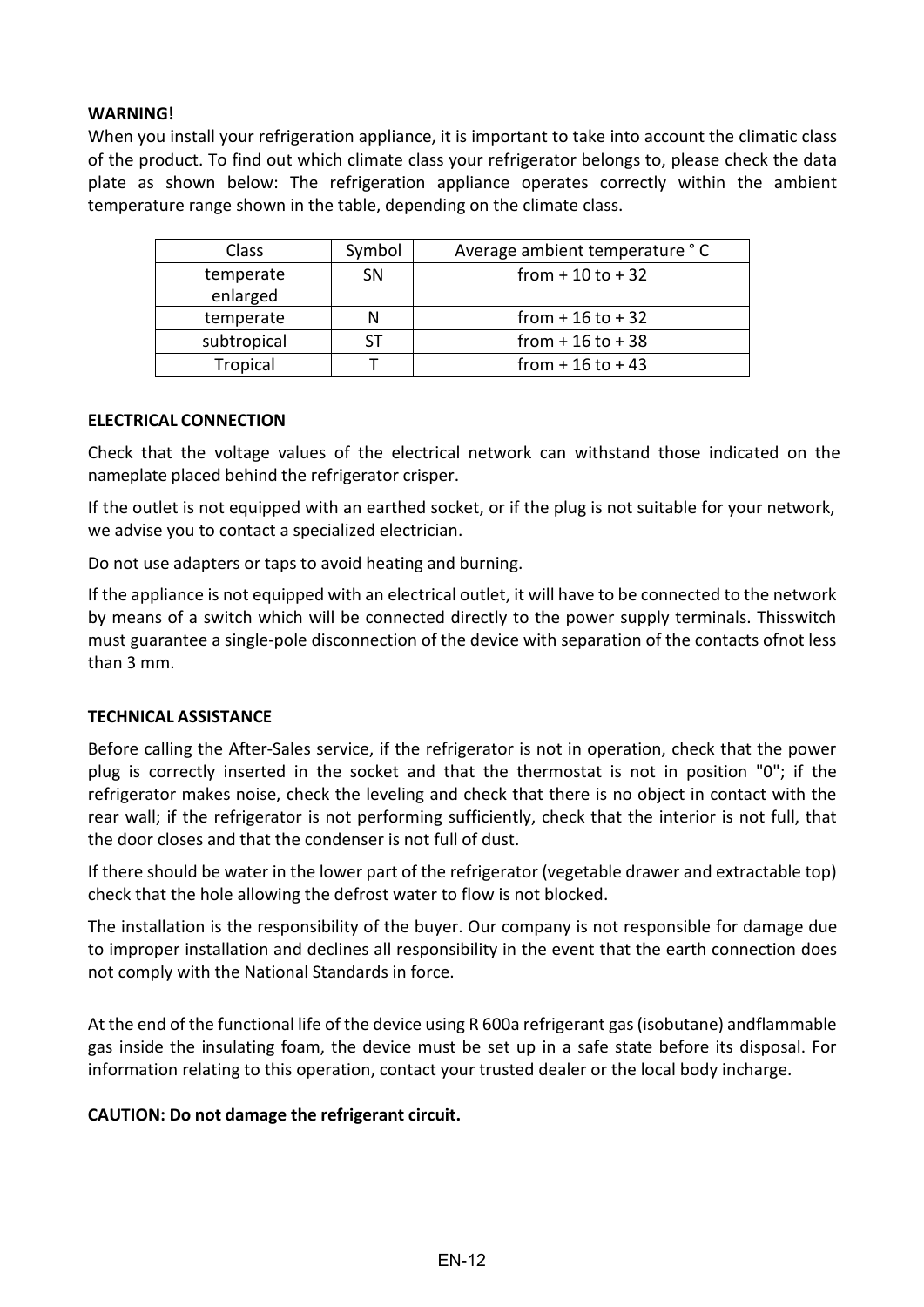**WARNING!**

When you install your refrigeration appliance, it is important to take into account the climatic class of the product. To find out which climate class your refrigerator belongs to, please check the data plate as shown below: The refrigeration appliance operates correctly within the ambient temperature range shown in the table, depending on the climate class.

| Class | Symbol | Average ambient temperature ˚ C |
|---|---|---|
| temperate enlarged | SN | from + 10 to + 32 |
| temperate | N | from + 16 to + 32 |
| subtropical | ST | from + 16 to + 38 |
| Tropical | T | from + 16 to + 43 |

**ELECTRICAL CONNECTION**

Check that the voltage values of the electrical network can withstand those indicated on the nameplate placed behind the refrigerator crisper.

If the outlet is not equipped with an earthed socket, or if the plug is not suitable for your network, we advise you to contact a specialized electrician.

Do not use adapters or taps to avoid heating and burning.

If the appliance is not equipped with an electrical outlet, it will have to be connected to the network by means of a switch which will be connected directly to the power supply terminals. Thisswitch must guarantee a single-pole disconnection of the device with separation of the contacts ofnot less than 3 mm.

**TECHNICAL ASSISTANCE**

Before calling the After-Sales service, if the refrigerator is not in operation, check that the power plug is correctly inserted in the socket and that the thermostat is not in position "0"; if the refrigerator makes noise, check the leveling and check that there is no object in contact with the rear wall; if the refrigerator is not performing sufficiently, check that the interior is not full, that the door closes and that the condenser is not full of dust.

If there should be water in the lower part of the refrigerator (vegetable drawer and extractable top) check that the hole allowing the defrost water to flow is not blocked.

The installation is the responsibility of the buyer. Our company is not responsible for damage due to improper installation and declines all responsibility in the event that the earth connection does not comply with the National Standards in force.

At the end of the functional life of the device using R 600a refrigerant gas (isobutane) andflammable gas inside the insulating foam, the device must be set up in a safe state before its disposal. For information relating to this operation, contact your trusted dealer or the local body incharge.

**CAUTION: Do not damage the refrigerant circuit.**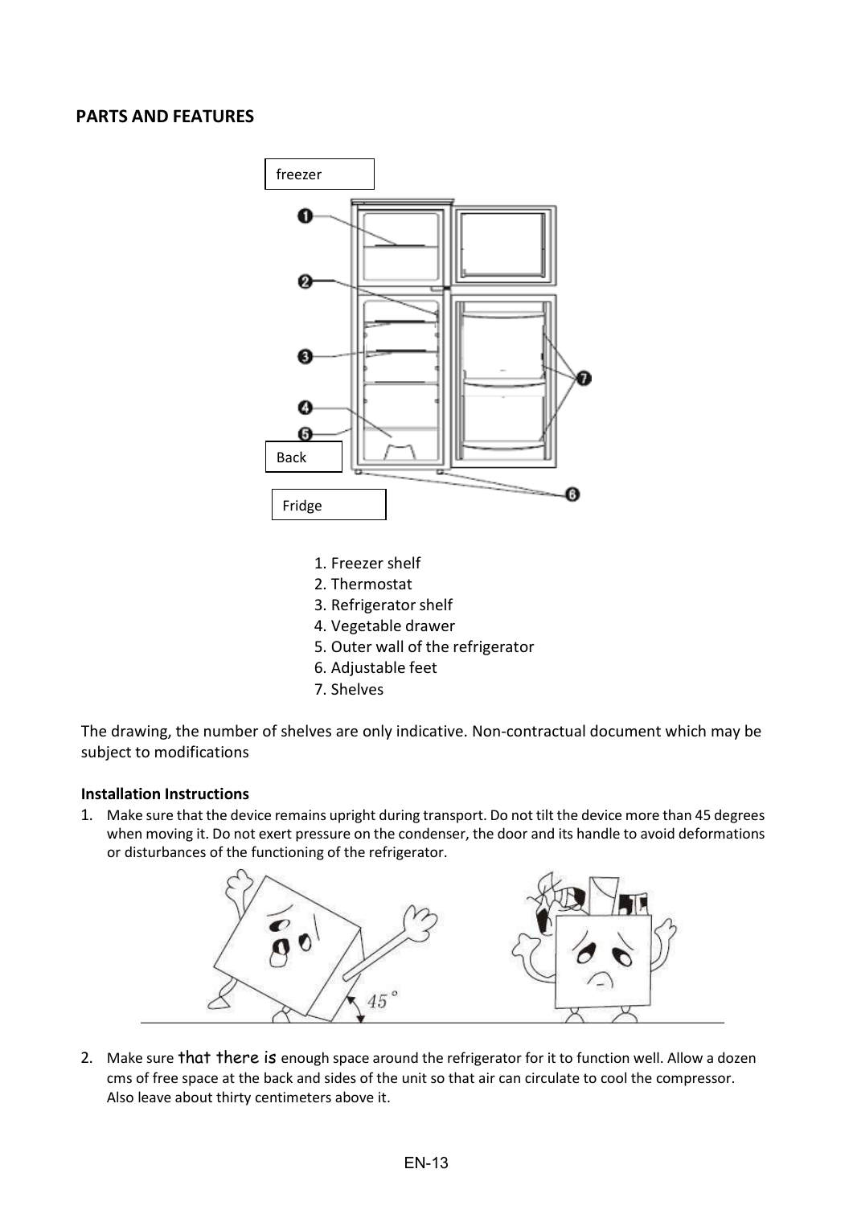## PARTS AND FEATURES

freezer

Back

Fridge

1. Freezer shelf
2. Thermostat
3. Refrigerator shelf
4. Vegetable drawer
5. Outer wall of the refrigerator
6. Adjustable feet
7. Shelves

The drawing, the number of shelves are only indicative. Non-contractual document which may be subject to modifications

**Installation Instructions**

1. Make sure that the device remains upright during transport. Do not tilt the device more than 45 degrees when moving it. Do not exert pressure on the condenser, the door and its handle to avoid deformations or disturbances of the functioning of the refrigerator.

2. Make sure that there is enough space around the refrigerator for it to function well. Allow a dozen cms of free space at the back and sides of the unit so that air can circulate to cool the compressor. Also leave about thirty centimeters above it.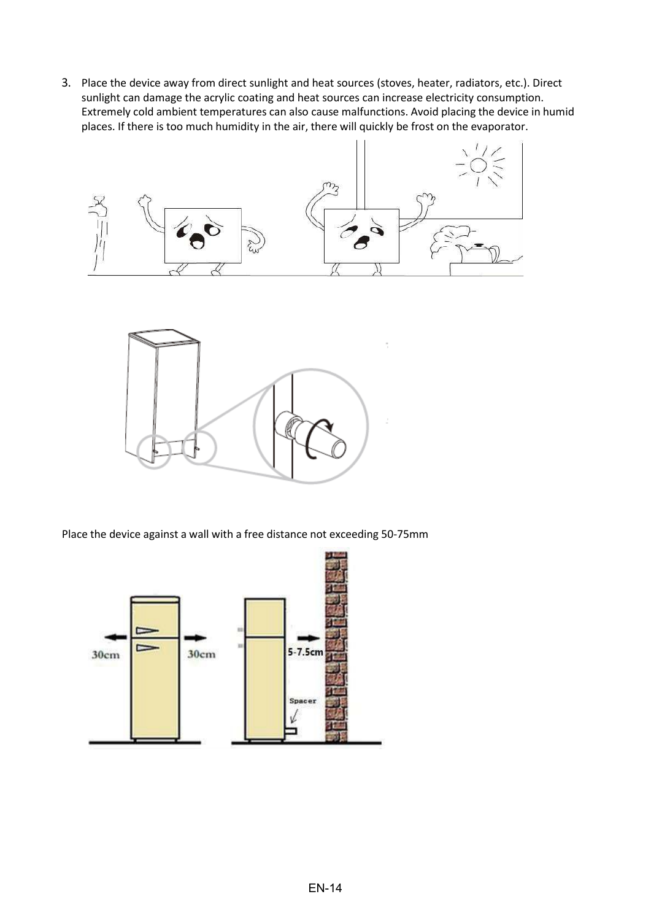3. Place the device away from direct sunlight and heat sources (stoves, heater, radiators, etc.). Direct sunlight can damage the acrylic coating and heat sources can increase electricity consumption. Extremely cold ambient temperatures can also cause malfunctions. Avoid placing the device in humid places. If there is too much humidity in the air, there will quickly be frost on the evaporator.

Place the device against a wall with a free distance not exceeding 50-75mm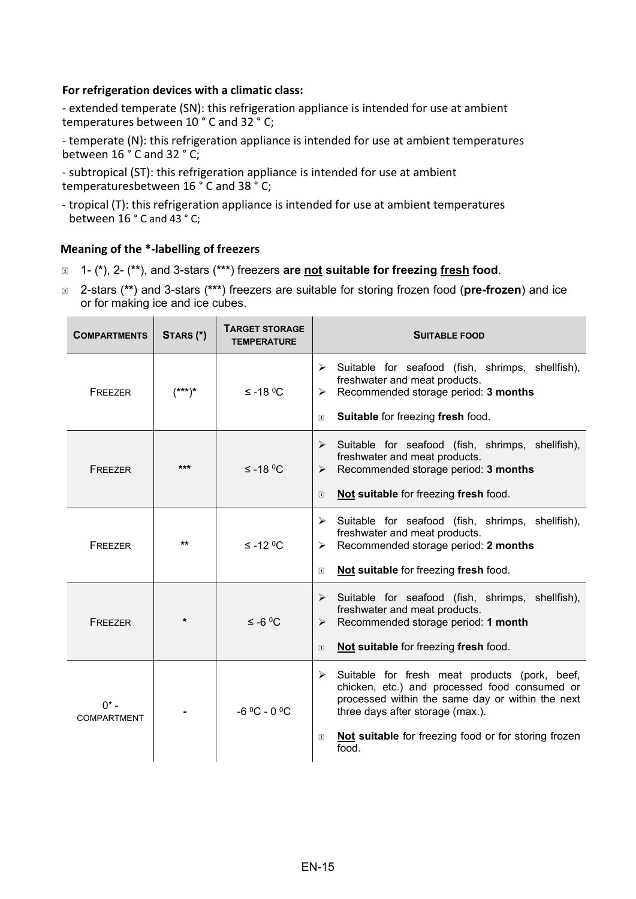**For refrigeration devices with a climatic class:**

- extended temperate (SN): this refrigeration appliance is intended for use at ambient temperatures between 10 ° C and 32 ° C;

- temperate (N): this refrigeration appliance is intended for use at ambient temperatures between 16 ° C and 32 ° C;

- subtropical (ST): this refrigeration appliance is intended for use at ambient temperaturesbetween 16 ° C and 38 ° C;

- tropical (T): this refrigeration appliance is intended for use at ambient temperatures between 16 ° C and 43 ° C;

**Meaning of the *-labelling of freezers**

- 1- (*), 2- (**), and 3-stars (***) freezers **are not suitable for freezing fresh food**.
- 2-stars (**) and 3-stars (***) freezers are suitable for storing frozen food (**pre-frozen**) and ice or for making ice and ice cubes.

| COMPARTMENTS | STARS (*) | TARGET STORAGE TEMPERATURE | SUITABLE FOOD |
|---|---|---|---|
| FREEZER | (***)* | ≤ -18 °C | ➢ Suitable for seafood (fish, shrimps, shellfish), freshwater and meat products.<br>➢ Recommended storage period: **3 months**<br>**Suitable** for freezing **fresh** food. |
| FREEZER | *** | ≤ -18 °C | ➢ Suitable for seafood (fish, shrimps, shellfish), freshwater and meat products.<br>➢ Recommended storage period: **3 months**<br>**Not suitable** for freezing **fresh** food. |
| FREEZER | ** | ≤ -12 °C | ➢ Suitable for seafood (fish, shrimps, shellfish), freshwater and meat products.<br>➢ Recommended storage period: **2 months**<br>**Not suitable** for freezing **fresh** food. |
| FREEZER | * | ≤ -6 °C | ➢ Suitable for seafood (fish, shrimps, shellfish), freshwater and meat products.<br>➢ Recommended storage period: **1 month**<br>**Not suitable** for freezing **fresh** food. |
| 0* - COMPARTMENT | - | -6 °C - 0 °C | ➢ Suitable for fresh meat products (pork, beef, chicken, etc.) and processed food consumed or processed within the same day or within the next three days after storage (max.).<br>**Not suitable** for freezing food or for storing frozen food. |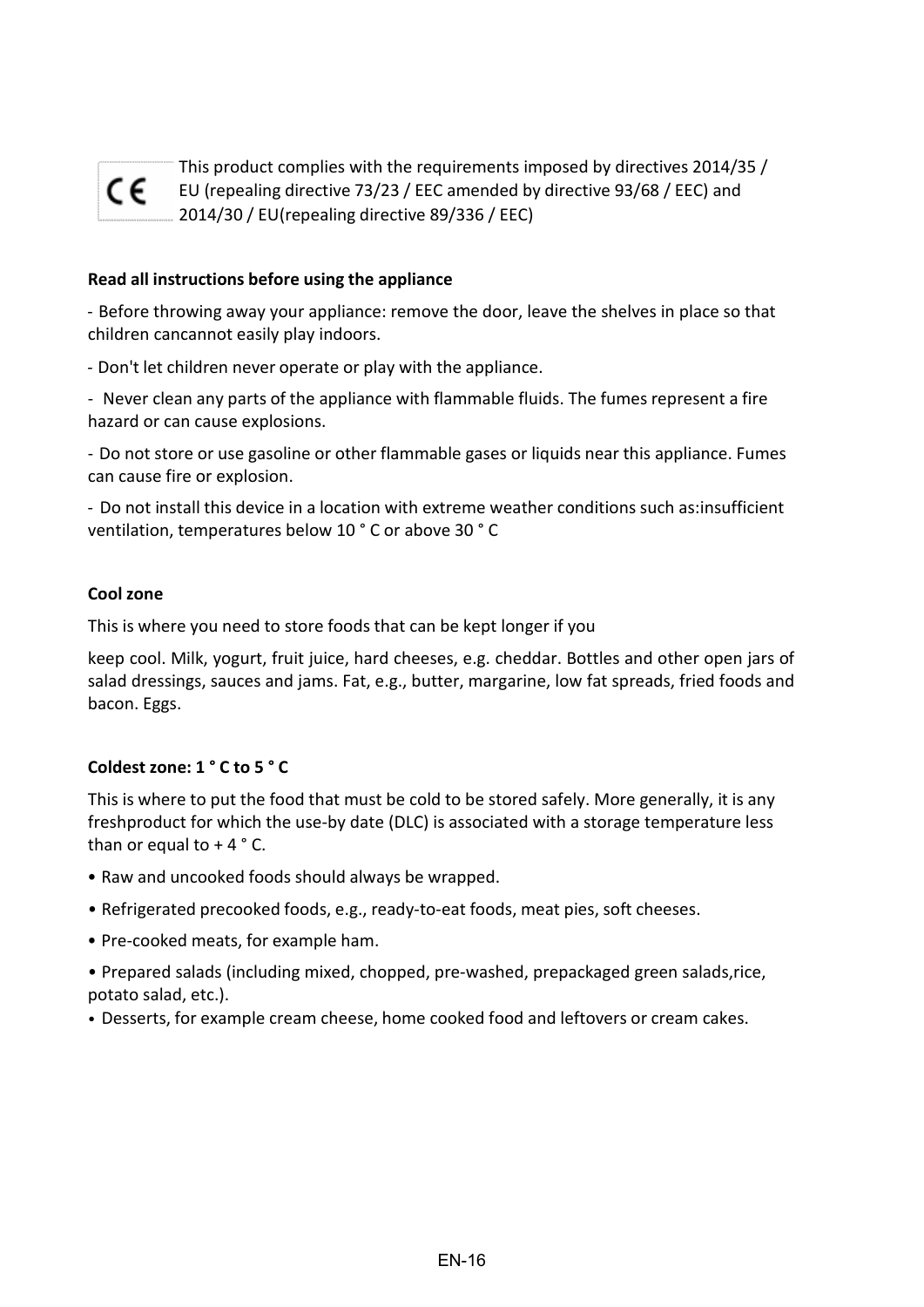CE This product complies with the requirements imposed by directives 2014/35 / EU (repealing directive 73/23 / EEC amended by directive 93/68 / EEC) and 2014/30 / EU(repealing directive 89/336 / EEC)

**Read all instructions before using the appliance**

- Before throwing away your appliance: remove the door, leave the shelves in place so that children cancannot easily play indoors.

- Don't let children never operate or play with the appliance.

- Never clean any parts of the appliance with flammable fluids. The fumes represent a fire hazard or can cause explosions.

- Do not store or use gasoline or other flammable gases or liquids near this appliance. Fumes can cause fire or explosion.

- Do not install this device in a location with extreme weather conditions such as:insufficient ventilation, temperatures below 10 ° C or above 30 ° C

**Cool zone**

This is where you need to store foods that can be kept longer if you

keep cool. Milk, yogurt, fruit juice, hard cheeses, e.g. cheddar. Bottles and other open jars of salad dressings, sauces and jams. Fat, e.g., butter, margarine, low fat spreads, fried foods and bacon. Eggs.

**Coldest zone: 1 ° C to 5 ° C**

This is where to put the food that must be cold to be stored safely. More generally, it is any freshproduct for which the use-by date (DLC) is associated with a storage temperature less than or equal to + 4 ° C.

- Raw and uncooked foods should always be wrapped.
- Refrigerated precooked foods, e.g., ready-to-eat foods, meat pies, soft cheeses.
- Pre-cooked meats, for example ham.
- Prepared salads (including mixed, chopped, pre-washed, prepackaged green salads,rice, potato salad, etc.).
- Desserts, for example cream cheese, home cooked food and leftovers or cream cakes.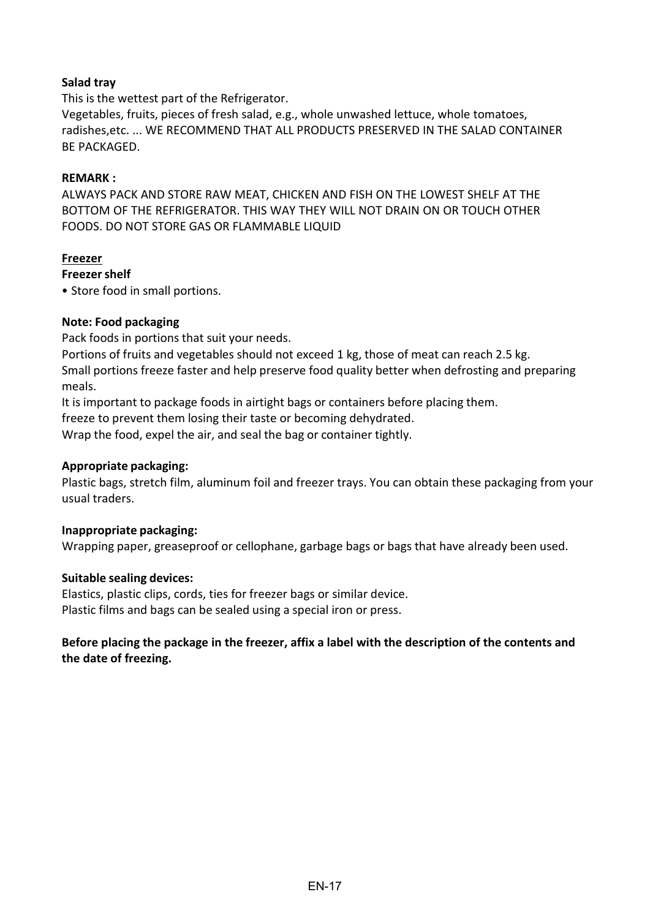**Salad tray**

This is the wettest part of the Refrigerator.

Vegetables, fruits, pieces of fresh salad, e.g., whole unwashed lettuce, whole tomatoes, radishes,etc. ... WE RECOMMEND THAT ALL PRODUCTS PRESERVED IN THE SALAD CONTAINER BE PACKAGED.

**REMARK :**

ALWAYS PACK AND STORE RAW MEAT, CHICKEN AND FISH ON THE LOWEST SHELF AT THE BOTTOM OF THE REFRIGERATOR. THIS WAY THEY WILL NOT DRAIN ON OR TOUCH OTHER FOODS. DO NOT STORE GAS OR FLAMMABLE LIQUID

**Freezer**

**Freezer shelf**

• Store food in small portions.

**Note: Food packaging**

Pack foods in portions that suit your needs.

Portions of fruits and vegetables should not exceed 1 kg, those of meat can reach 2.5 kg.

Small portions freeze faster and help preserve food quality better when defrosting and preparing meals.

It is important to package foods in airtight bags or containers before placing them.

freeze to prevent them losing their taste or becoming dehydrated.

Wrap the food, expel the air, and seal the bag or container tightly.

**Appropriate packaging:**

Plastic bags, stretch film, aluminum foil and freezer trays. You can obtain these packaging from your usual traders.

**Inappropriate packaging:**

Wrapping paper, greaseproof or cellophane, garbage bags or bags that have already been used.

**Suitable sealing devices:**

Elastics, plastic clips, cords, ties for freezer bags or similar device.

Plastic films and bags can be sealed using a special iron or press.

**Before placing the package in the freezer, affix a label with the description of the contents and the date of freezing.**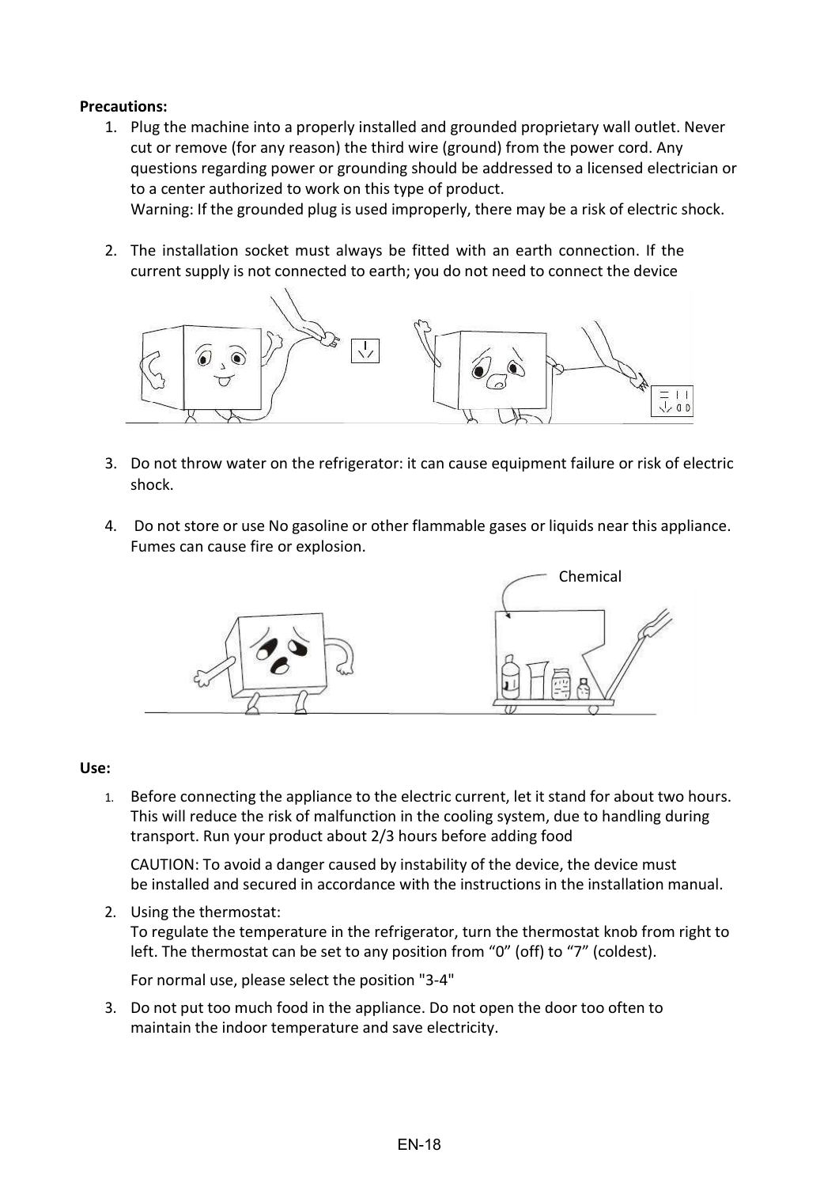**Precautions:**

1. Plug the machine into a properly installed and grounded proprietary wall outlet. Never cut or remove (for any reason) the third wire (ground) from the power cord. Any questions regarding power or grounding should be addressed to a licensed electrician or to a center authorized to work on this type of product.
   Warning: If the grounded plug is used improperly, there may be a risk of electric shock.

2. The installation socket must always be fitted with an earth connection. If the current supply is not connected to earth; you do not need to connect the device

3. Do not throw water on the refrigerator: it can cause equipment failure or risk of electric shock.

4. Do not store or use No gasoline or other flammable gases or liquids near this appliance. Fumes can cause fire or explosion.

Chemical

**Use:**

1. Before connecting the appliance to the electric current, let it stand for about two hours. This will reduce the risk of malfunction in the cooling system, due to handling during transport. Run your product about 2/3 hours before adding food

   CAUTION: To avoid a danger caused by instability of the device, the device must be installed and secured in accordance with the instructions in the installation manual.

2. Using the thermostat:
   To regulate the temperature in the refrigerator, turn the thermostat knob from right to left. The thermostat can be set to any position from “0” (off) to “7” (coldest).

   For normal use, please select the position "3-4"

3. Do not put too much food in the appliance. Do not open the door too often to maintain the indoor temperature and save electricity.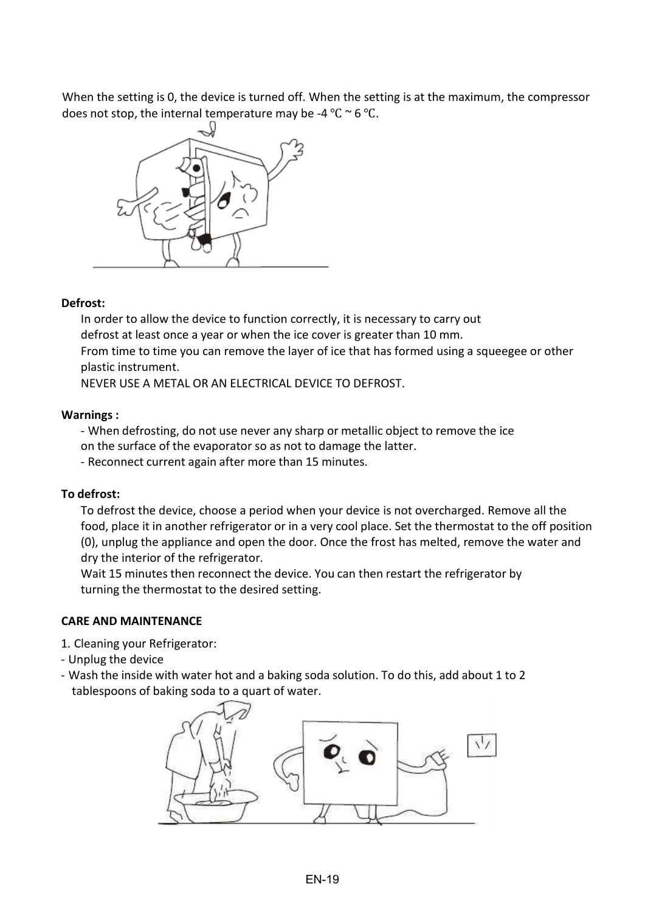When the setting is 0, the device is turned off. When the setting is at the maximum, the compressor does not stop, the internal temperature may be -4 ℃ ~ 6 ℃.

**Defrost:**

In order to allow the device to function correctly, it is necessary to carry out defrost at least once a year or when the ice cover is greater than 10 mm.
From time to time you can remove the layer of ice that has formed using a squeegee or other plastic instrument.
NEVER USE A METAL OR AN ELECTRICAL DEVICE TO DEFROST.

**Warnings :**

- When defrosting, do not use never any sharp or metallic object to remove the ice on the surface of the evaporator so as not to damage the latter.
- Reconnect current again after more than 15 minutes.

**To defrost:**

To defrost the device, choose a period when your device is not overcharged. Remove all the food, place it in another refrigerator or in a very cool place. Set the thermostat to the off position (0), unplug the appliance and open the door. Once the frost has melted, remove the water and dry the interior of the refrigerator.
Wait 15 minutes then reconnect the device. You can then restart the refrigerator by turning the thermostat to the desired setting.

**CARE AND MAINTENANCE**

1. Cleaning your Refrigerator:
- Unplug the device
- Wash the inside with water hot and a baking soda solution. To do this, add about 1 to 2 tablespoons of baking soda to a quart of water.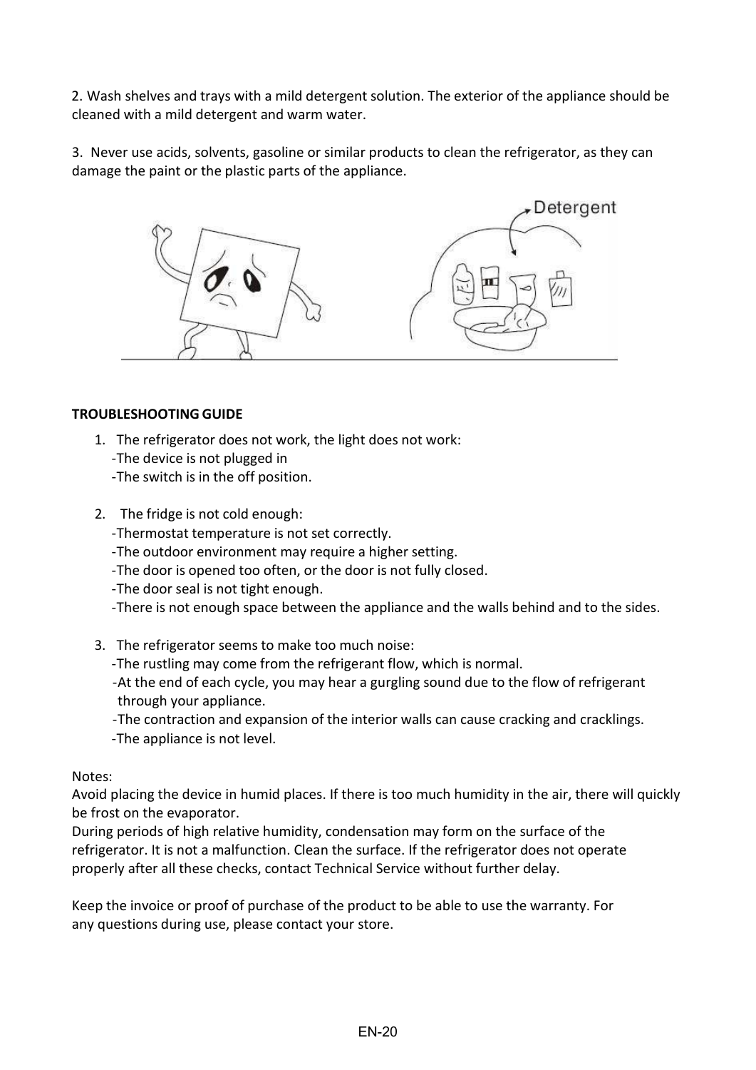2. Wash shelves and trays with a mild detergent solution. The exterior of the appliance should be cleaned with a mild detergent and warm water.

3. Never use acids, solvents, gasoline or similar products to clean the refrigerator, as they can damage the paint or the plastic parts of the appliance.

**TROUBLESHOOTING GUIDE**

1. The refrigerator does not work, the light does not work:
   -The device is not plugged in
   -The switch is in the off position.

2. The fridge is not cold enough:
   -Thermostat temperature is not set correctly.
   -The outdoor environment may require a higher setting.
   -The door is opened too often, or the door is not fully closed.
   -The door seal is not tight enough.
   -There is not enough space between the appliance and the walls behind and to the sides.

3. The refrigerator seems to make too much noise:
   -The rustling may come from the refrigerant flow, which is normal.
   -At the end of each cycle, you may hear a gurgling sound due to the flow of refrigerant through your appliance.
   -The contraction and expansion of the interior walls can cause cracking and cracklings.
   -The appliance is not level.

Notes:
Avoid placing the device in humid places. If there is too much humidity in the air, there will quickly be frost on the evaporator.
During periods of high relative humidity, condensation may form on the surface of the refrigerator. It is not a malfunction. Clean the surface. If the refrigerator does not operate properly after all these checks, contact Technical Service without further delay.

Keep the invoice or proof of purchase of the product to be able to use the warranty. For any questions during use, please contact your store.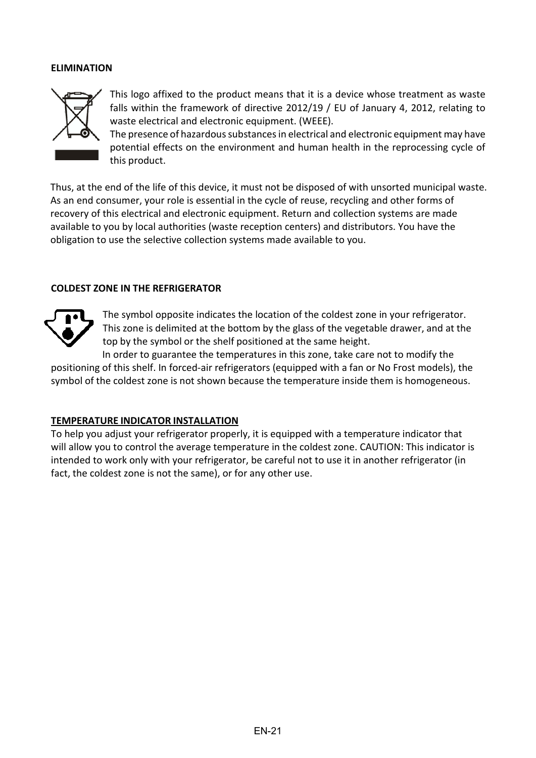## ELIMINATION

This logo affixed to the product means that it is a device whose treatment as waste falls within the framework of directive 2012/19 / EU of January 4, 2012, relating to waste electrical and electronic equipment. (WEEE).

The presence of hazardous substances in electrical and electronic equipment may have potential effects on the environment and human health in the reprocessing cycle of this product.

Thus, at the end of the life of this device, it must not be disposed of with unsorted municipal waste. As an end consumer, your role is essential in the cycle of reuse, recycling and other forms of recovery of this electrical and electronic equipment. Return and collection systems are made available to you by local authorities (waste reception centers) and distributors. You have the obligation to use the selective collection systems made available to you.

## COLDEST ZONE IN THE REFRIGERATOR

The symbol opposite indicates the location of the coldest zone in your refrigerator. This zone is delimited at the bottom by the glass of the vegetable drawer, and at the top by the symbol or the shelf positioned at the same height.

In order to guarantee the temperatures in this zone, take care not to modify the positioning of this shelf. In forced-air refrigerators (equipped with a fan or No Frost models), the symbol of the coldest zone is not shown because the temperature inside them is homogeneous.

## TEMPERATURE INDICATOR INSTALLATION

To help you adjust your refrigerator properly, it is equipped with a temperature indicator that will allow you to control the average temperature in the coldest zone. CAUTION: This indicator is intended to work only with your refrigerator, be careful not to use it in another refrigerator (in fact, the coldest zone is not the same), or for any other use.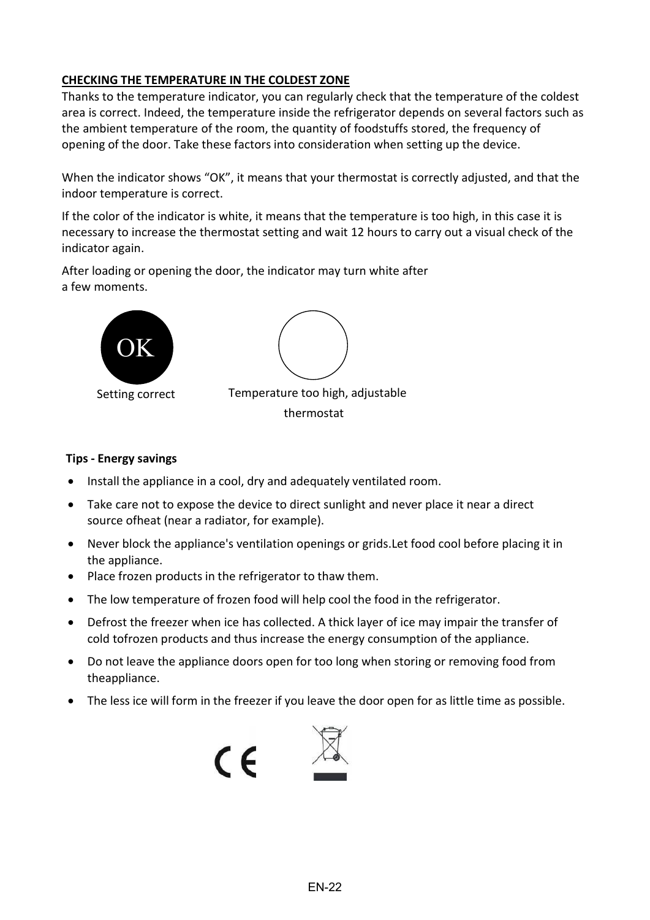**CHECKING THE TEMPERATURE IN THE COLDEST ZONE**

Thanks to the temperature indicator, you can regularly check that the temperature of the coldest area is correct. Indeed, the temperature inside the refrigerator depends on several factors such as the ambient temperature of the room, the quantity of foodstuffs stored, the frequency of opening of the door. Take these factors into consideration when setting up the device.

When the indicator shows “OK”, it means that your thermostat is correctly adjusted, and that the indoor temperature is correct.

If the color of the indicator is white, it means that the temperature is too high, in this case it is necessary to increase the thermostat setting and wait 12 hours to carry out a visual check of the indicator again.

After loading or opening the door, the indicator may turn white after a few moments.

OK

Setting correct

Temperature too high, adjustable thermostat

**Tips - Energy savings**

- Install the appliance in a cool, dry and adequately ventilated room.
- Take care not to expose the device to direct sunlight and never place it near a direct source ofheat (near a radiator, for example).
- Never block the appliance's ventilation openings or grids.Let food cool before placing it in the appliance.
- Place frozen products in the refrigerator to thaw them.
- The low temperature of frozen food will help cool the food in the refrigerator.
- Defrost the freezer when ice has collected. A thick layer of ice may impair the transfer of cold tofrozen products and thus increase the energy consumption of the appliance.
- Do not leave the appliance doors open for too long when storing or removing food from theappliance.
- The less ice will form in the freezer if you leave the door open for as little time as possible.

CE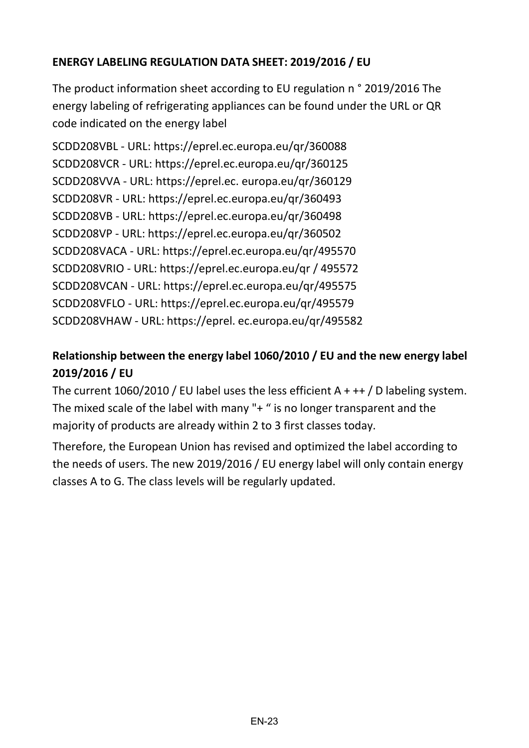**ENERGY LABELING REGULATION DATA SHEET: 2019/2016 / EU**

The product information sheet according to EU regulation n ° 2019/2016 The energy labeling of refrigerating appliances can be found under the URL or QR code indicated on the energy label

SCDD208VBL - URL: https://eprel.ec.europa.eu/qr/360088
SCDD208VCR - URL: https://eprel.ec.europa.eu/qr/360125
SCDD208VVA - URL: https://eprel.ec. europa.eu/qr/360129
SCDD208VR - URL: https://eprel.ec.europa.eu/qr/360493
SCDD208VB - URL: https://eprel.ec.europa.eu/qr/360498
SCDD208VP - URL: https://eprel.ec.europa.eu/qr/360502
SCDD208VACA - URL: https://eprel.ec.europa.eu/qr/495570
SCDD208VRIO - URL: https://eprel.ec.europa.eu/qr / 495572
SCDD208VCAN - URL: https://eprel.ec.europa.eu/qr/495575
SCDD208VFLO - URL: https://eprel.ec.europa.eu/qr/495579
SCDD208VHAW - URL: https://eprel. ec.europa.eu/qr/495582

**Relationship between the energy label 1060/2010 / EU and the new energy label 2019/2016 / EU**

The current 1060/2010 / EU label uses the less efficient A + ++ / D labeling system. The mixed scale of the label with many "+ " is no longer transparent and the majority of products are already within 2 to 3 first classes today.

Therefore, the European Union has revised and optimized the label according to the needs of users. The new 2019/2016 / EU energy label will only contain energy classes A to G. The class levels will be regularly updated.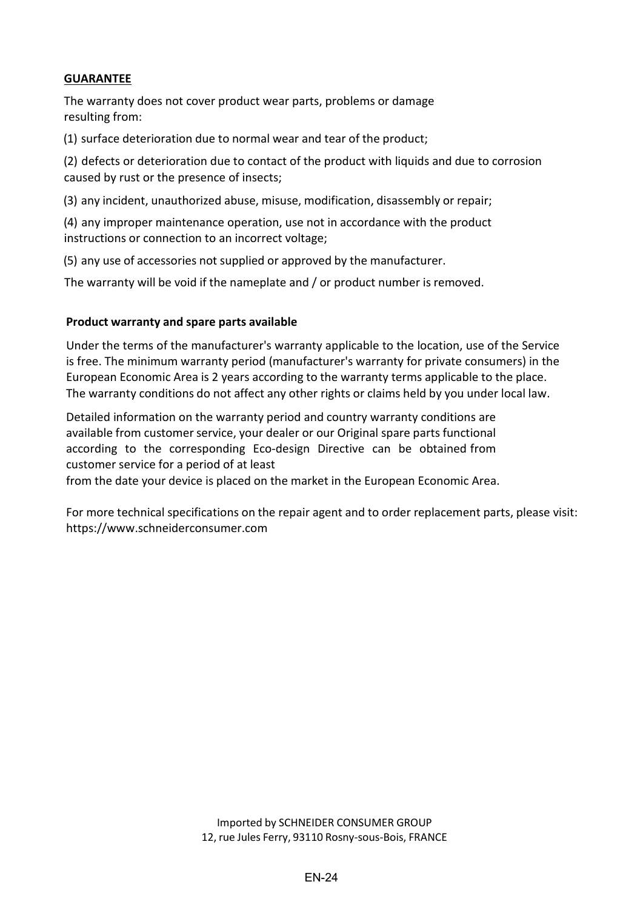## GUARANTEE

The warranty does not cover product wear parts, problems or damage resulting from:

(1) surface deterioration due to normal wear and tear of the product;

(2) defects or deterioration due to contact of the product with liquids and due to corrosion caused by rust or the presence of insects;

(3) any incident, unauthorized abuse, misuse, modification, disassembly or repair;

(4) any improper maintenance operation, use not in accordance with the product instructions or connection to an incorrect voltage;

(5) any use of accessories not supplied or approved by the manufacturer.

The warranty will be void if the nameplate and / or product number is removed.

**Product warranty and spare parts available**

Under the terms of the manufacturer's warranty applicable to the location, use of the Service is free. The minimum warranty period (manufacturer's warranty for private consumers) in the European Economic Area is 2 years according to the warranty terms applicable to the place. The warranty conditions do not affect any other rights or claims held by you under local law.

Detailed information on the warranty period and country warranty conditions are available from customer service, your dealer or our Original spare parts functional according to the corresponding Eco-design Directive can be obtained from customer service for a period of at least
from the date your device is placed on the market in the European Economic Area.

For more technical specifications on the repair agent and to order replacement parts, please visit: https://www.schneiderconsumer.com

Imported by SCHNEIDER CONSUMER GROUP
12, rue Jules Ferry, 93110 Rosny-sous-Bois, FRANCE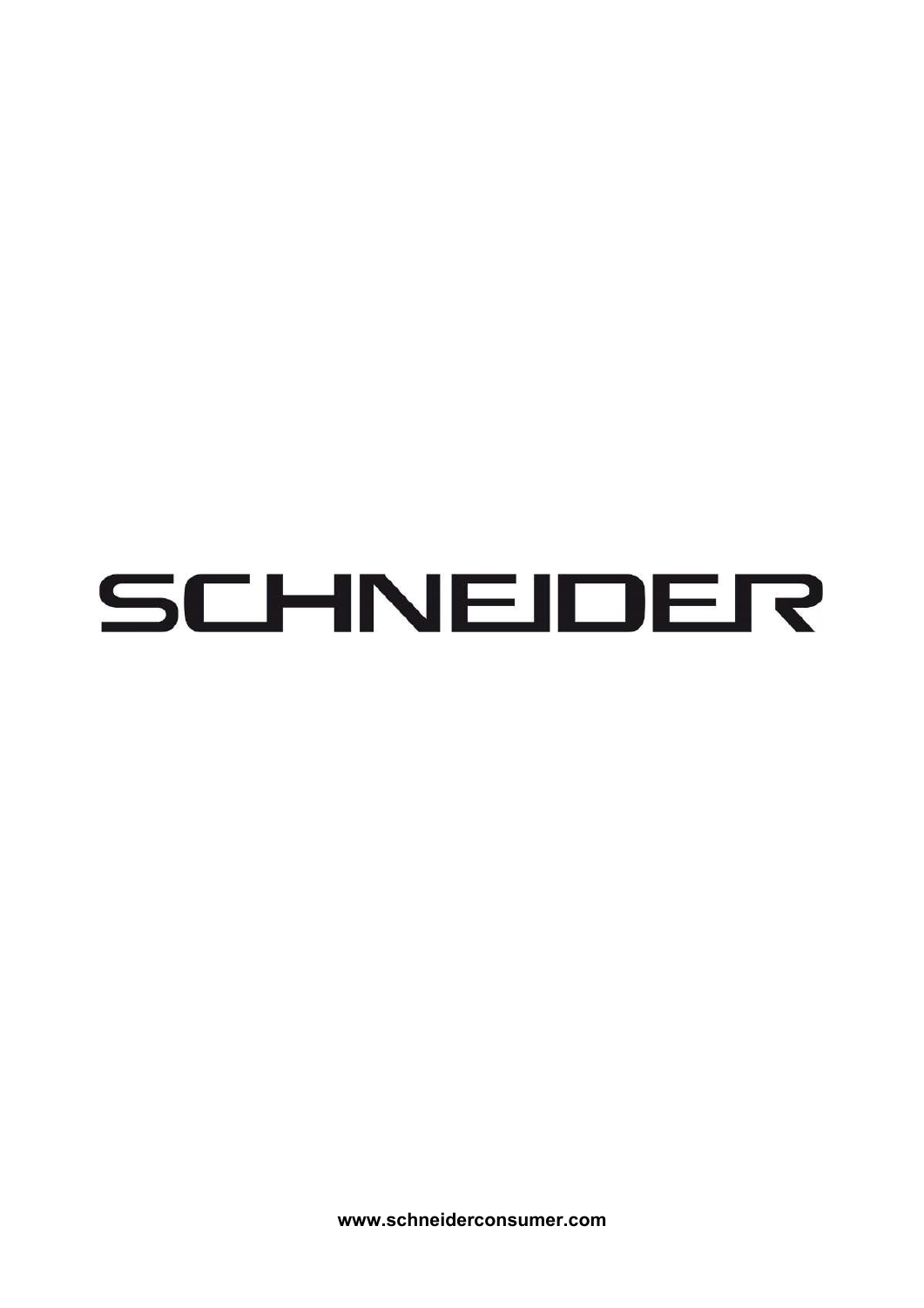SCHNEIDER

**www.schneiderconsumer.com**